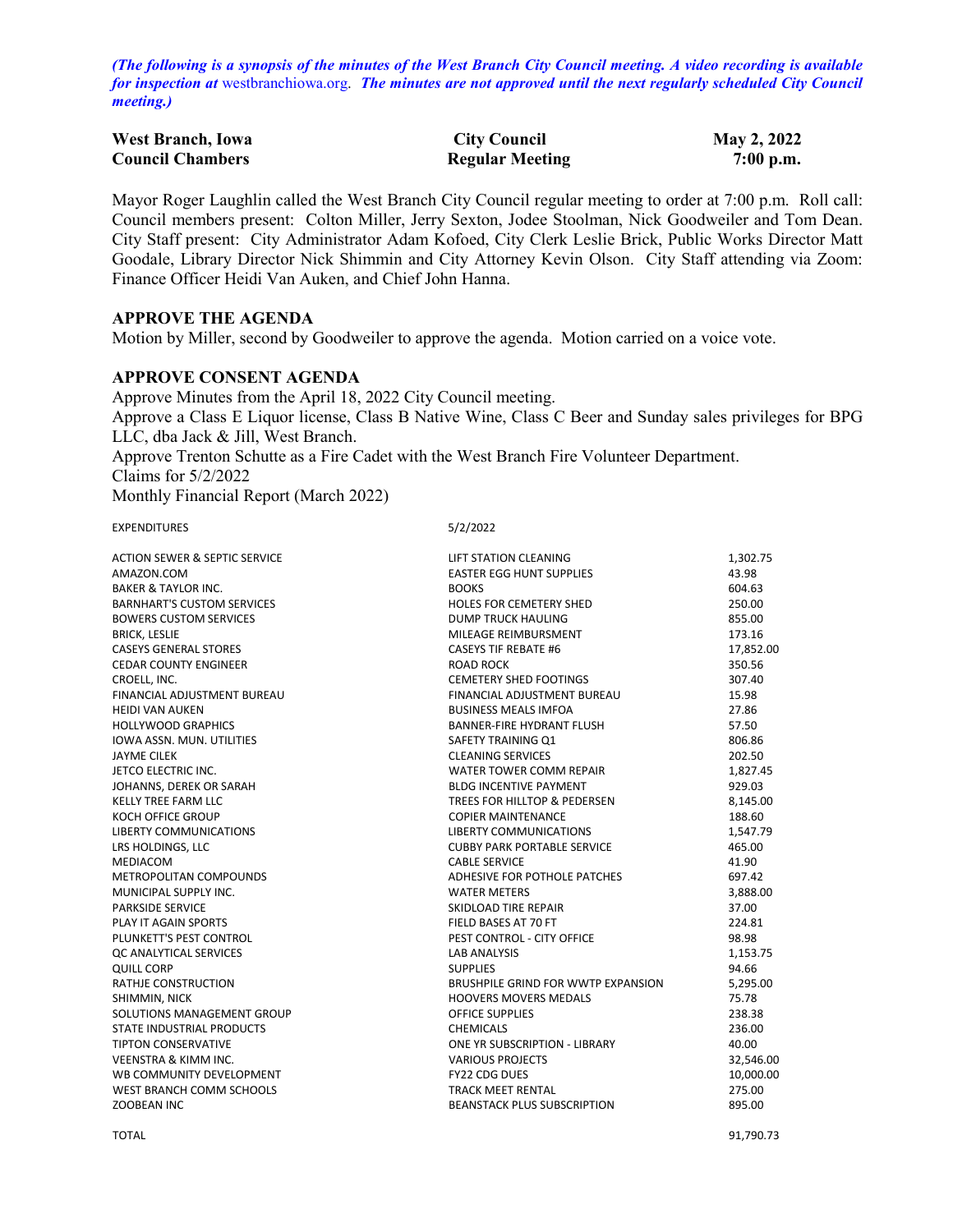***(The following is a synopsis of the minutes of the West Branch City Council meeting. A video recording is available for inspection at*** *westbranchiowa.org*. ***The minutes are not approved until the next regularly scheduled City Council meeting.)***

| **West Branch, Iowa** | **City Council** | **May 2, 2022** |
|---|---|---|
| **Council Chambers** | **Regular Meeting** | **7:00 p.m.** |

Mayor Roger Laughlin called the West Branch City Council regular meeting to order at 7:00 p.m. Roll call: Council members present: Colton Miller, Jerry Sexton, Jodee Stoolman, Nick Goodweiler and Tom Dean. City Staff present: City Administrator Adam Kofoed, City Clerk Leslie Brick, Public Works Director Matt Goodale, Library Director Nick Shimmin and City Attorney Kevin Olson. City Staff attending via Zoom: Finance Officer Heidi Van Auken, and Chief John Hanna.

## APPROVE THE AGENDA

Motion by Miller, second by Goodweiler to approve the agenda. Motion carried on a voice vote.

## APPROVE CONSENT AGENDA

Approve Minutes from the April 18, 2022 City Council meeting.
Approve a Class E Liquor license, Class B Native Wine, Class C Beer and Sunday sales privileges for BPG LLC, dba Jack & Jill, West Branch.
Approve Trenton Schutte as a Fire Cadet with the West Branch Fire Volunteer Department.
Claims for 5/2/2022
Monthly Financial Report (March 2022)

| EXPENDITURES | 5/2/2022 | |
|---|---|---|
| ACTION SEWER & SEPTIC SERVICE | LIFT STATION CLEANING | 1,302.75 |
| AMAZON.COM | EASTER EGG HUNT SUPPLIES | 43.98 |
| BAKER & TAYLOR INC. | BOOKS | 604.63 |
| BARNHART'S CUSTOM SERVICES | HOLES FOR CEMETERY SHED | 250.00 |
| BOWERS CUSTOM SERVICES | DUMP TRUCK HAULING | 855.00 |
| BRICK, LESLIE | MILEAGE REIMBURSMENT | 173.16 |
| CASEYS GENERAL STORES | CASEYS TIF REBATE #6 | 17,852.00 |
| CEDAR COUNTY ENGINEER | ROAD ROCK | 350.56 |
| CROELL, INC. | CEMETERY SHED FOOTINGS | 307.40 |
| FINANCIAL ADJUSTMENT BUREAU | FINANCIAL ADJUSTMENT BUREAU | 15.98 |
| HEIDI VAN AUKEN | BUSINESS MEALS IMFOA | 27.86 |
| HOLLYWOOD GRAPHICS | BANNER-FIRE HYDRANT FLUSH | 57.50 |
| IOWA ASSN. MUN. UTILITIES | SAFETY TRAINING Q1 | 806.86 |
| JAYME CILEK | CLEANING SERVICES | 202.50 |
| JETCO ELECTRIC INC. | WATER TOWER COMM REPAIR | 1,827.45 |
| JOHANNS, DEREK OR SARAH | BLDG INCENTIVE PAYMENT | 929.03 |
| KELLY TREE FARM LLC | TREES FOR HILLTOP & PEDERSEN | 8,145.00 |
| KOCH OFFICE GROUP | COPIER MAINTENANCE | 188.60 |
| LIBERTY COMMUNICATIONS | LIBERTY COMMUNICATIONS | 1,547.79 |
| LRS HOLDINGS, LLC | CUBBY PARK PORTABLE SERVICE | 465.00 |
| MEDIACOM | CABLE SERVICE | 41.90 |
| METROPOLITAN COMPOUNDS | ADHESIVE FOR POTHOLE PATCHES | 697.42 |
| MUNICIPAL SUPPLY INC. | WATER METERS | 3,888.00 |
| PARKSIDE SERVICE | SKIDLOAD TIRE REPAIR | 37.00 |
| PLAY IT AGAIN SPORTS | FIELD BASES AT 70 FT | 224.81 |
| PLUNKETT'S PEST CONTROL | PEST CONTROL - CITY OFFICE | 98.98 |
| QC ANALYTICAL SERVICES | LAB ANALYSIS | 1,153.75 |
| QUILL CORP | SUPPLIES | 94.66 |
| RATHJE CONSTRUCTION | BRUSHPILE GRIND FOR WWTP EXPANSION | 5,295.00 |
| SHIMMIN, NICK | HOOVERS MOVERS MEDALS | 75.78 |
| SOLUTIONS MANAGEMENT GROUP | OFFICE SUPPLIES | 238.38 |
| STATE INDUSTRIAL PRODUCTS | CHEMICALS | 236.00 |
| TIPTON CONSERVATIVE | ONE YR SUBSCRIPTION - LIBRARY | 40.00 |
| VEENSTRA & KIMM INC. | VARIOUS PROJECTS | 32,546.00 |
| WB COMMUNITY DEVELOPMENT | FY22 CDG DUES | 10,000.00 |
| WEST BRANCH COMM SCHOOLS | TRACK MEET RENTAL | 275.00 |
| ZOOBEAN INC | BEANSTACK PLUS SUBSCRIPTION | 895.00 |
| TOTAL | | 91,790.73 |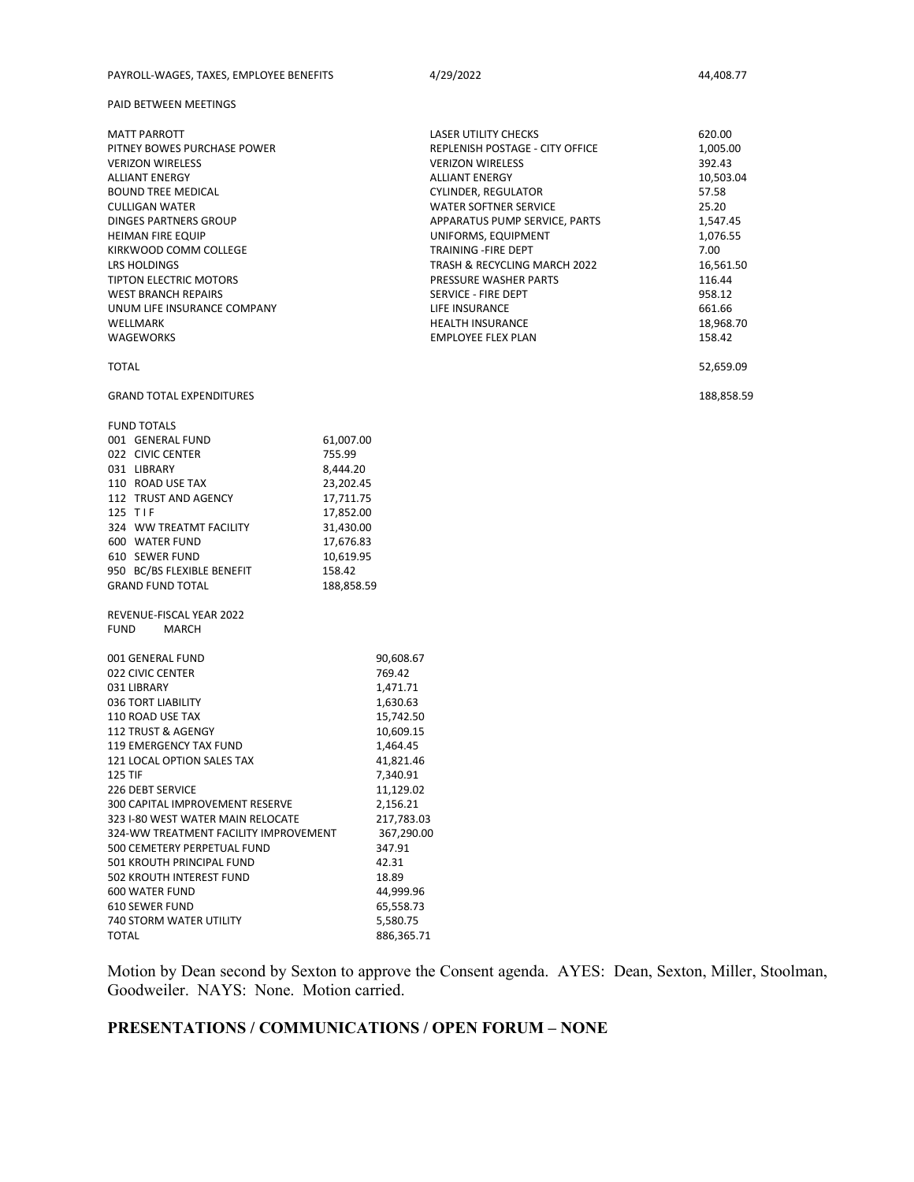| | | |
|---|---|---|
| PAYROLL-WAGES, TAXES, EMPLOYEE BENEFITS | 4/29/2022 | 44,408.77 |

PAID BETWEEN MEETINGS

| Vendor | Description | Amount |
|---|---|---|
| MATT PARROTT | LASER UTILITY CHECKS | 620.00 |
| PITNEY BOWES PURCHASE POWER | REPLENISH POSTAGE - CITY OFFICE | 1,005.00 |
| VERIZON WIRELESS | VERIZON WIRELESS | 392.43 |
| ALLIANT ENERGY | ALLIANT ENERGY | 10,503.04 |
| BOUND TREE MEDICAL | CYLINDER, REGULATOR | 57.58 |
| CULLIGAN WATER | WATER SOFTNER SERVICE | 25.20 |
| DINGES PARTNERS GROUP | APPARATUS PUMP SERVICE, PARTS | 1,547.45 |
| HEIMAN FIRE EQUIP | UNIFORMS, EQUIPMENT | 1,076.55 |
| KIRKWOOD COMM COLLEGE | TRAINING -FIRE DEPT | 7.00 |
| LRS HOLDINGS | TRASH & RECYCLING MARCH 2022 | 16,561.50 |
| TIPTON ELECTRIC MOTORS | PRESSURE WASHER PARTS | 116.44 |
| WEST BRANCH REPAIRS | SERVICE - FIRE DEPT | 958.12 |
| UNUM LIFE INSURANCE COMPANY | LIFE INSURANCE | 661.66 |
| WELLMARK | HEALTH INSURANCE | 18,968.70 |
| WAGEWORKS | EMPLOYEE FLEX PLAN | 158.42 |
| TOTAL | | 52,659.09 |
| | | |
| GRAND TOTAL EXPENDITURES | | 188,858.59 |

FUND TOTALS

| Fund | Amount |
|---|---|
| 001 GENERAL FUND | 61,007.00 |
| 022 CIVIC CENTER | 755.99 |
| 031 LIBRARY | 8,444.20 |
| 110 ROAD USE TAX | 23,202.45 |
| 112 TRUST AND AGENCY | 17,711.75 |
| 125 T I F | 17,852.00 |
| 324 WW TREATMT FACILITY | 31,430.00 |
| 600 WATER FUND | 17,676.83 |
| 610 SEWER FUND | 10,619.95 |
| 950 BC/BS FLEXIBLE BENEFIT | 158.42 |
| GRAND FUND TOTAL | 188,858.59 |

REVENUE-FISCAL YEAR 2022

| FUND | MARCH |
|---|---|
| 001 GENERAL FUND | 90,608.67 |
| 022 CIVIC CENTER | 769.42 |
| 031 LIBRARY | 1,471.71 |
| 036 TORT LIABILITY | 1,630.63 |
| 110 ROAD USE TAX | 15,742.50 |
| 112 TRUST & AGENGY | 10,609.15 |
| 119 EMERGENCY TAX FUND | 1,464.45 |
| 121 LOCAL OPTION SALES TAX | 41,821.46 |
| 125 TIF | 7,340.91 |
| 226 DEBT SERVICE | 11,129.02 |
| 300 CAPITAL IMPROVEMENT RESERVE | 2,156.21 |
| 323 I-80 WEST WATER MAIN RELOCATE | 217,783.03 |
| 324-WW TREATMENT FACILITY IMPROVEMENT | 367,290.00 |
| 500 CEMETERY PERPETUAL FUND | 347.91 |
| 501 KROUTH PRINCIPAL FUND | 42.31 |
| 502 KROUTH INTEREST FUND | 18.89 |
| 600 WATER FUND | 44,999.96 |
| 610 SEWER FUND | 65,558.73 |
| 740 STORM WATER UTILITY | 5,580.75 |
| TOTAL | 886,365.71 |

Motion by Dean second by Sexton to approve the Consent agenda. AYES: Dean, Sexton, Miller, Stoolman, Goodweiler. NAYS: None. Motion carried.

## PRESENTATIONS / COMMUNICATIONS / OPEN FORUM – NONE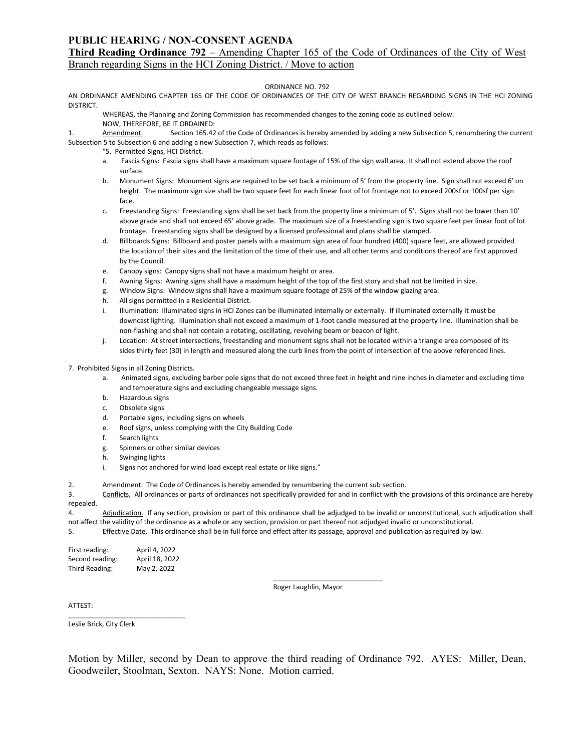## PUBLIC HEARING / NON-CONSENT AGENDA

**Third Reading Ordinance 792** – Amending Chapter 165 of the Code of Ordinances of the City of West Branch regarding Signs in the HCI Zoning District. / Move to action

ORDINANCE NO. 792

AN ORDINANCE AMENDING CHAPTER 165 OF THE CODE OF ORDINANCES OF THE CITY OF WEST BRANCH REGARDING SIGNS IN THE HCI ZONING DISTRICT.

WHEREAS, the Planning and Zoning Commission has recommended changes to the zoning code as outlined below.

NOW, THEREFORE, BE IT ORDAINED:

1. Amendment. Section 165.42 of the Code of Ordinances is hereby amended by adding a new Subsection 5, renumbering the current Subsection 5 to Subsection 6 and adding a new Subsection 7, which reads as follows:

"5. Permitted Signs, HCI District.

a. Fascia Signs: Fascia signs shall have a maximum square footage of 15% of the sign wall area. It shall not extend above the roof surface.

b. Monument Signs: Monument signs are required to be set back a minimum of 5' from the property line. Sign shall not exceed 6' on height. The maximum sign size shall be two square feet for each linear foot of lot frontage not to exceed 200sf or 100sf per sign face.

c. Freestanding Signs: Freestanding signs shall be set back from the property line a minimum of 5'. Signs shall not be lower than 10' above grade and shall not exceed 65' above grade. The maximum size of a freestanding sign is two square feet per linear foot of lot frontage. Freestanding signs shall be designed by a licensed professional and plans shall be stamped.

d. Billboards Signs: Billboard and poster panels with a maximum sign area of four hundred (400) square feet, are allowed provided the location of their sites and the limitation of the time of their use, and all other terms and conditions thereof are first approved by the Council.

e. Canopy signs: Canopy signs shall not have a maximum height or area.

f. Awning Signs: Awning signs shall have a maximum height of the top of the first story and shall not be limited in size.

g. Window Signs: Window signs shall have a maximum square footage of 25% of the window glazing area.

h. All signs permitted in a Residential District.

i. Illumination: Illuminated signs in HCI Zones can be illuminated internally or externally. If illuminated externally it must be downcast lighting. Illumination shall not exceed a maximum of 1-foot candle measured at the property line. Illumination shall be non-flashing and shall not contain a rotating, oscillating, revolving beam or beacon of light.

j. Location: At street intersections, freestanding and monument signs shall not be located within a triangle area composed of its sides thirty feet (30) in length and measured along the curb lines from the point of intersection of the above referenced lines.

7. Prohibited Signs in all Zoning Districts.

a. Animated signs, excluding barber pole signs that do not exceed three feet in height and nine inches in diameter and excluding time and temperature signs and excluding changeable message signs.

b. Hazardous signs

c. Obsolete signs

d. Portable signs, including signs on wheels

e. Roof signs, unless complying with the City Building Code

f. Search lights

g. Spinners or other similar devices

h. Swinging lights

i. Signs not anchored for wind load except real estate or like signs."

2. Amendment. The Code of Ordinances is hereby amended by renumbering the current sub section.

3. Conflicts. All ordinances or parts of ordinances not specifically provided for and in conflict with the provisions of this ordinance are hereby repealed.

4. Adjudication. If any section, provision or part of this ordinance shall be adjudged to be invalid or unconstitutional, such adjudication shall not affect the validity of the ordinance as a whole or any section, provision or part thereof not adjudged invalid or unconstitutional.

5. Effective Date. This ordinance shall be in full force and effect after its passage, approval and publication as required by law.

First reading: April 4, 2022
Second reading: April 18, 2022
Third Reading: May 2, 2022

_____________________________
Roger Laughlin, Mayor

ATTEST:

_____________________________
Leslie Brick, City Clerk

Motion by Miller, second by Dean to approve the third reading of Ordinance 792. AYES: Miller, Dean, Goodweiler, Stoolman, Sexton. NAYS: None. Motion carried.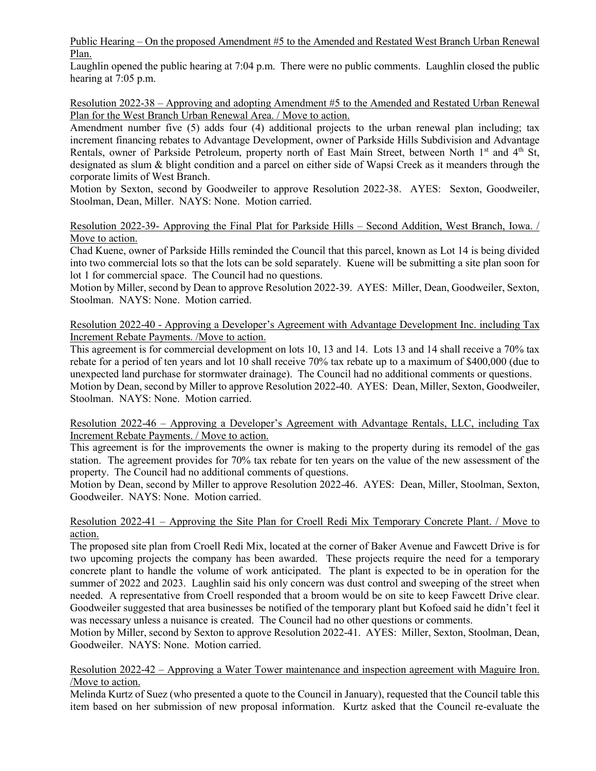Public Hearing – On the proposed Amendment #5 to the Amended and Restated West Branch Urban Renewal Plan.

Laughlin opened the public hearing at 7:04 p.m. There were no public comments. Laughlin closed the public hearing at 7:05 p.m.

Resolution 2022-38 – Approving and adopting Amendment #5 to the Amended and Restated Urban Renewal Plan for the West Branch Urban Renewal Area. / Move to action.

Amendment number five (5) adds four (4) additional projects to the urban renewal plan including; tax increment financing rebates to Advantage Development, owner of Parkside Hills Subdivision and Advantage Rentals, owner of Parkside Petroleum, property north of East Main Street, between North 1st and 4th St, designated as slum & blight condition and a parcel on either side of Wapsi Creek as it meanders through the corporate limits of West Branch.

Motion by Sexton, second by Goodweiler to approve Resolution 2022-38. AYES: Sexton, Goodweiler, Stoolman, Dean, Miller. NAYS: None. Motion carried.

Resolution 2022-39- Approving the Final Plat for Parkside Hills – Second Addition, West Branch, Iowa. / Move to action.

Chad Kuene, owner of Parkside Hills reminded the Council that this parcel, known as Lot 14 is being divided into two commercial lots so that the lots can be sold separately. Kuene will be submitting a site plan soon for lot 1 for commercial space. The Council had no questions.

Motion by Miller, second by Dean to approve Resolution 2022-39. AYES: Miller, Dean, Goodweiler, Sexton, Stoolman. NAYS: None. Motion carried.

Resolution 2022-40 - Approving a Developer's Agreement with Advantage Development Inc. including Tax Increment Rebate Payments. /Move to action.

This agreement is for commercial development on lots 10, 13 and 14. Lots 13 and 14 shall receive a 70% tax rebate for a period of ten years and lot 10 shall receive 70% tax rebate up to a maximum of $400,000 (due to unexpected land purchase for stormwater drainage). The Council had no additional comments or questions.

Motion by Dean, second by Miller to approve Resolution 2022-40. AYES: Dean, Miller, Sexton, Goodweiler, Stoolman. NAYS: None. Motion carried.

Resolution 2022-46 – Approving a Developer's Agreement with Advantage Rentals, LLC, including Tax Increment Rebate Payments. / Move to action.

This agreement is for the improvements the owner is making to the property during its remodel of the gas station. The agreement provides for 70% tax rebate for ten years on the value of the new assessment of the property. The Council had no additional comments of questions.

Motion by Dean, second by Miller to approve Resolution 2022-46. AYES: Dean, Miller, Stoolman, Sexton, Goodweiler. NAYS: None. Motion carried.

Resolution 2022-41 – Approving the Site Plan for Croell Redi Mix Temporary Concrete Plant. / Move to action.

The proposed site plan from Croell Redi Mix, located at the corner of Baker Avenue and Fawcett Drive is for two upcoming projects the company has been awarded. These projects require the need for a temporary concrete plant to handle the volume of work anticipated. The plant is expected to be in operation for the summer of 2022 and 2023. Laughlin said his only concern was dust control and sweeping of the street when needed. A representative from Croell responded that a broom would be on site to keep Fawcett Drive clear. Goodweiler suggested that area businesses be notified of the temporary plant but Kofoed said he didn't feel it was necessary unless a nuisance is created. The Council had no other questions or comments.

Motion by Miller, second by Sexton to approve Resolution 2022-41. AYES: Miller, Sexton, Stoolman, Dean, Goodweiler. NAYS: None. Motion carried.

Resolution 2022-42 – Approving a Water Tower maintenance and inspection agreement with Maguire Iron. /Move to action.

Melinda Kurtz of Suez (who presented a quote to the Council in January), requested that the Council table this item based on her submission of new proposal information. Kurtz asked that the Council re-evaluate the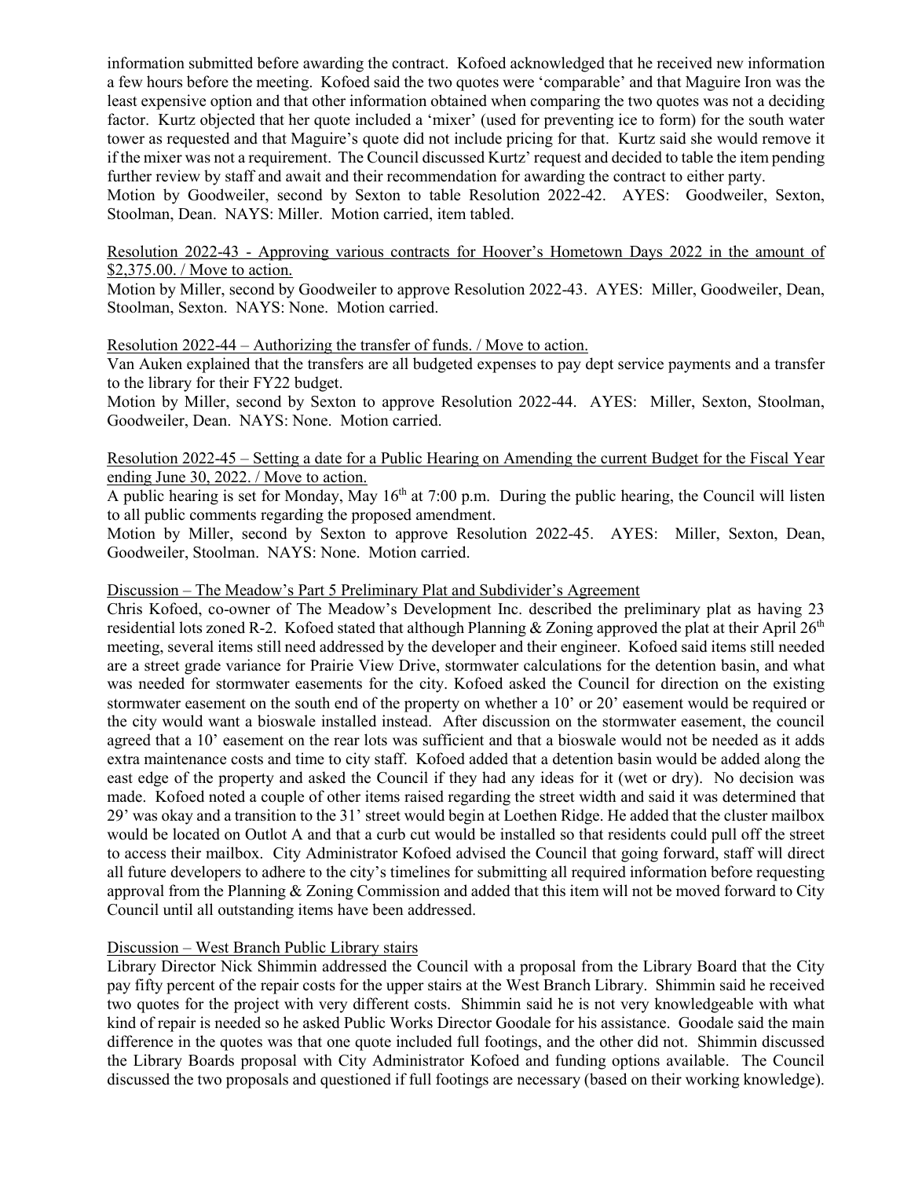information submitted before awarding the contract. Kofoed acknowledged that he received new information a few hours before the meeting. Kofoed said the two quotes were 'comparable' and that Maguire Iron was the least expensive option and that other information obtained when comparing the two quotes was not a deciding factor. Kurtz objected that her quote included a 'mixer' (used for preventing ice to form) for the south water tower as requested and that Maguire's quote did not include pricing for that. Kurtz said she would remove it if the mixer was not a requirement. The Council discussed Kurtz' request and decided to table the item pending further review by staff and await and their recommendation for awarding the contract to either party.
Motion by Goodweiler, second by Sexton to table Resolution 2022-42. AYES: Goodweiler, Sexton, Stoolman, Dean. NAYS: Miller. Motion carried, item tabled.

<u>Resolution 2022-43 - Approving various contracts for Hoover's Hometown Days 2022 in the amount of $2,375.00. / Move to action.</u>
Motion by Miller, second by Goodweiler to approve Resolution 2022-43. AYES: Miller, Goodweiler, Dean, Stoolman, Sexton. NAYS: None. Motion carried.

<u>Resolution 2022-44 – Authorizing the transfer of funds. / Move to action.</u>
Van Auken explained that the transfers are all budgeted expenses to pay dept service payments and a transfer to the library for their FY22 budget.
Motion by Miller, second by Sexton to approve Resolution 2022-44. AYES: Miller, Sexton, Stoolman, Goodweiler, Dean. NAYS: None. Motion carried.

<u>Resolution 2022-45 – Setting a date for a Public Hearing on Amending the current Budget for the Fiscal Year ending June 30, 2022. / Move to action.</u>
A public hearing is set for Monday, May 16th at 7:00 p.m. During the public hearing, the Council will listen to all public comments regarding the proposed amendment.
Motion by Miller, second by Sexton to approve Resolution 2022-45. AYES: Miller, Sexton, Dean, Goodweiler, Stoolman. NAYS: None. Motion carried.

<u>Discussion – The Meadow's Part 5 Preliminary Plat and Subdivider's Agreement</u>
Chris Kofoed, co-owner of The Meadow's Development Inc. described the preliminary plat as having 23 residential lots zoned R-2. Kofoed stated that although Planning & Zoning approved the plat at their April 26th meeting, several items still need addressed by the developer and their engineer. Kofoed said items still needed are a street grade variance for Prairie View Drive, stormwater calculations for the detention basin, and what was needed for stormwater easements for the city. Kofoed asked the Council for direction on the existing stormwater easement on the south end of the property on whether a 10' or 20' easement would be required or the city would want a bioswale installed instead. After discussion on the stormwater easement, the council agreed that a 10' easement on the rear lots was sufficient and that a bioswale would not be needed as it adds extra maintenance costs and time to city staff. Kofoed added that a detention basin would be added along the east edge of the property and asked the Council if they had any ideas for it (wet or dry). No decision was made. Kofoed noted a couple of other items raised regarding the street width and said it was determined that 29' was okay and a transition to the 31' street would begin at Loethen Ridge. He added that the cluster mailbox would be located on Outlot A and that a curb cut would be installed so that residents could pull off the street to access their mailbox. City Administrator Kofoed advised the Council that going forward, staff will direct all future developers to adhere to the city's timelines for submitting all required information before requesting approval from the Planning & Zoning Commission and added that this item will not be moved forward to City Council until all outstanding items have been addressed.

<u>Discussion – West Branch Public Library stairs</u>
Library Director Nick Shimmin addressed the Council with a proposal from the Library Board that the City pay fifty percent of the repair costs for the upper stairs at the West Branch Library. Shimmin said he received two quotes for the project with very different costs. Shimmin said he is not very knowledgeable with what kind of repair is needed so he asked Public Works Director Goodale for his assistance. Goodale said the main difference in the quotes was that one quote included full footings, and the other did not. Shimmin discussed the Library Boards proposal with City Administrator Kofoed and funding options available. The Council discussed the two proposals and questioned if full footings are necessary (based on their working knowledge).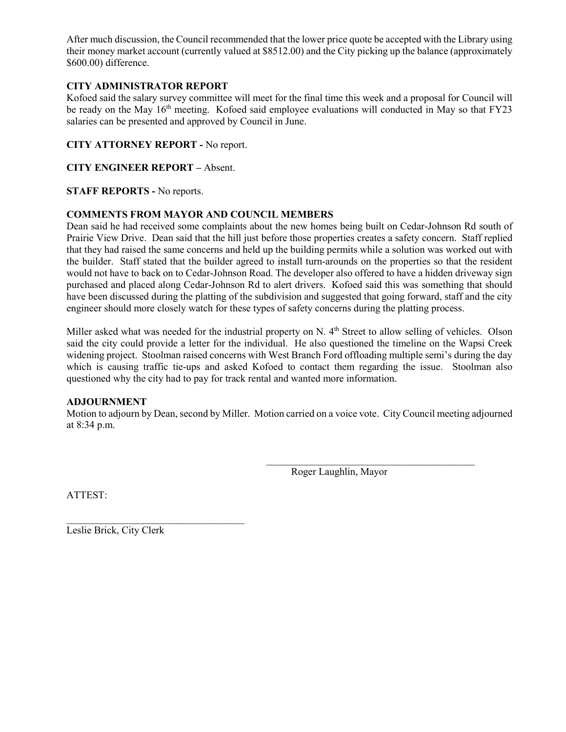After much discussion, the Council recommended that the lower price quote be accepted with the Library using their money market account (currently valued at $8512.00) and the City picking up the balance (approximately $600.00) difference.

**CITY ADMINISTRATOR REPORT**

Kofoed said the salary survey committee will meet for the final time this week and a proposal for Council will be ready on the May 16th meeting. Kofoed said employee evaluations will conducted in May so that FY23 salaries can be presented and approved by Council in June.

**CITY ATTORNEY REPORT -** No report.

**CITY ENGINEER REPORT –** Absent.

**STAFF REPORTS -** No reports.

**COMMENTS FROM MAYOR AND COUNCIL MEMBERS**

Dean said he had received some complaints about the new homes being built on Cedar-Johnson Rd south of Prairie View Drive. Dean said that the hill just before those properties creates a safety concern. Staff replied that they had raised the same concerns and held up the building permits while a solution was worked out with the builder. Staff stated that the builder agreed to install turn-arounds on the properties so that the resident would not have to back on to Cedar-Johnson Road. The developer also offered to have a hidden driveway sign purchased and placed along Cedar-Johnson Rd to alert drivers. Kofoed said this was something that should have been discussed during the platting of the subdivision and suggested that going forward, staff and the city engineer should more closely watch for these types of safety concerns during the platting process.

Miller asked what was needed for the industrial property on N. 4th Street to allow selling of vehicles. Olson said the city could provide a letter for the individual. He also questioned the timeline on the Wapsi Creek widening project. Stoolman raised concerns with West Branch Ford offloading multiple semi's during the day which is causing traffic tie-ups and asked Kofoed to contact them regarding the issue. Stoolman also questioned why the city had to pay for track rental and wanted more information.

**ADJOURNMENT**

Motion to adjourn by Dean, second by Miller. Motion carried on a voice vote. City Council meeting adjourned at 8:34 p.m.

\_\_\_\_\_\_\_\_\_\_\_\_\_\_\_\_\_\_\_\_\_\_\_\_\_\_\_\_\_\_\_\_\_\_\_\_\_\_\_\_\_\_\_\_
Roger Laughlin, Mayor

ATTEST:

\_\_\_\_\_\_\_\_\_\_\_\_\_\_\_\_\_\_\_\_\_\_\_\_\_\_\_\_\_\_\_\_\_\_\_\_
Leslie Brick, City Clerk